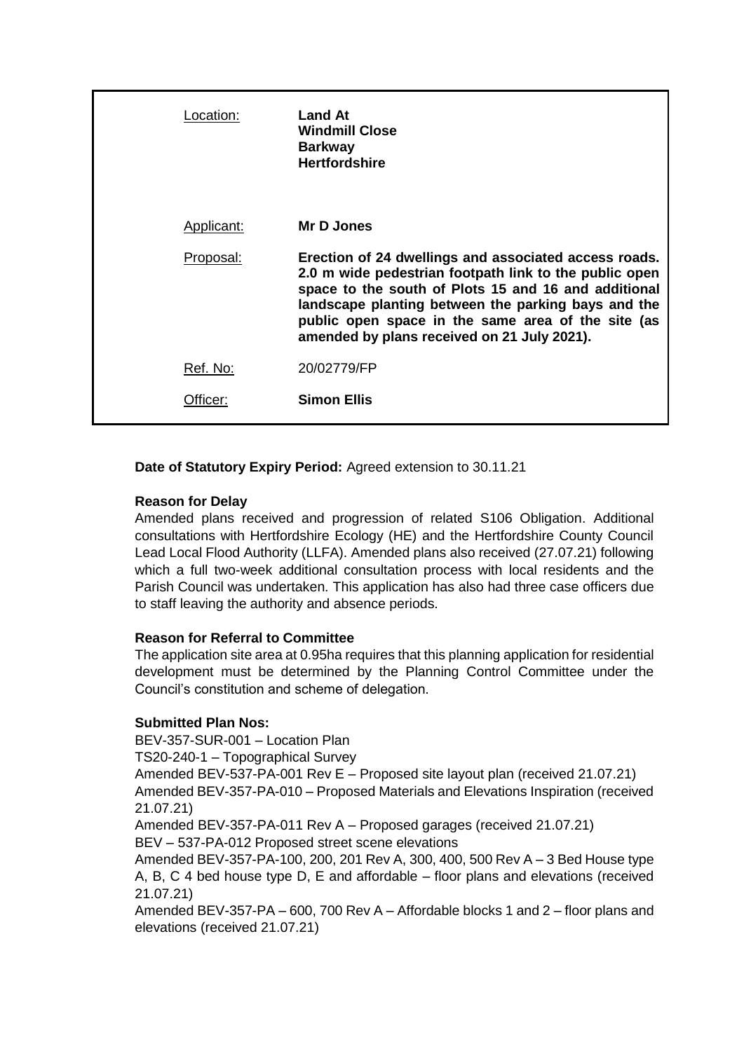| | |
|---|---|
| Location: | **Land At<br>Windmill Close<br>Barkway<br>Hertfordshire** |
| Applicant: | **Mr D Jones** |
| Proposal: | **Erection of 24 dwellings and associated access roads. 2.0 m wide pedestrian footpath link to the public open space to the south of Plots 15 and 16 and additional landscape planting between the parking bays and the public open space in the same area of the site (as amended by plans received on 21 July 2021).** |
| Ref. No: | 20/02779/FP |
| Officer: | **Simon Ellis** |

**Date of Statutory Expiry Period:** Agreed extension to 30.11.21

**Reason for Delay**

Amended plans received and progression of related S106 Obligation. Additional consultations with Hertfordshire Ecology (HE) and the Hertfordshire County Council Lead Local Flood Authority (LLFA). Amended plans also received (27.07.21) following which a full two-week additional consultation process with local residents and the Parish Council was undertaken. This application has also had three case officers due to staff leaving the authority and absence periods.

**Reason for Referral to Committee**

The application site area at 0.95ha requires that this planning application for residential development must be determined by the Planning Control Committee under the Council's constitution and scheme of delegation.

**Submitted Plan Nos:**

BEV-357-SUR-001 – Location Plan
TS20-240-1 – Topographical Survey
Amended BEV-537-PA-001 Rev E – Proposed site layout plan (received 21.07.21)
Amended BEV-357-PA-010 – Proposed Materials and Elevations Inspiration (received 21.07.21)
Amended BEV-357-PA-011 Rev A – Proposed garages (received 21.07.21)
BEV – 537-PA-012 Proposed street scene elevations
Amended BEV-357-PA-100, 200, 201 Rev A, 300, 400, 500 Rev A – 3 Bed House type A, B, C 4 bed house type D, E and affordable – floor plans and elevations (received 21.07.21)
Amended BEV-357-PA – 600, 700 Rev A – Affordable blocks 1 and 2 – floor plans and elevations (received 21.07.21)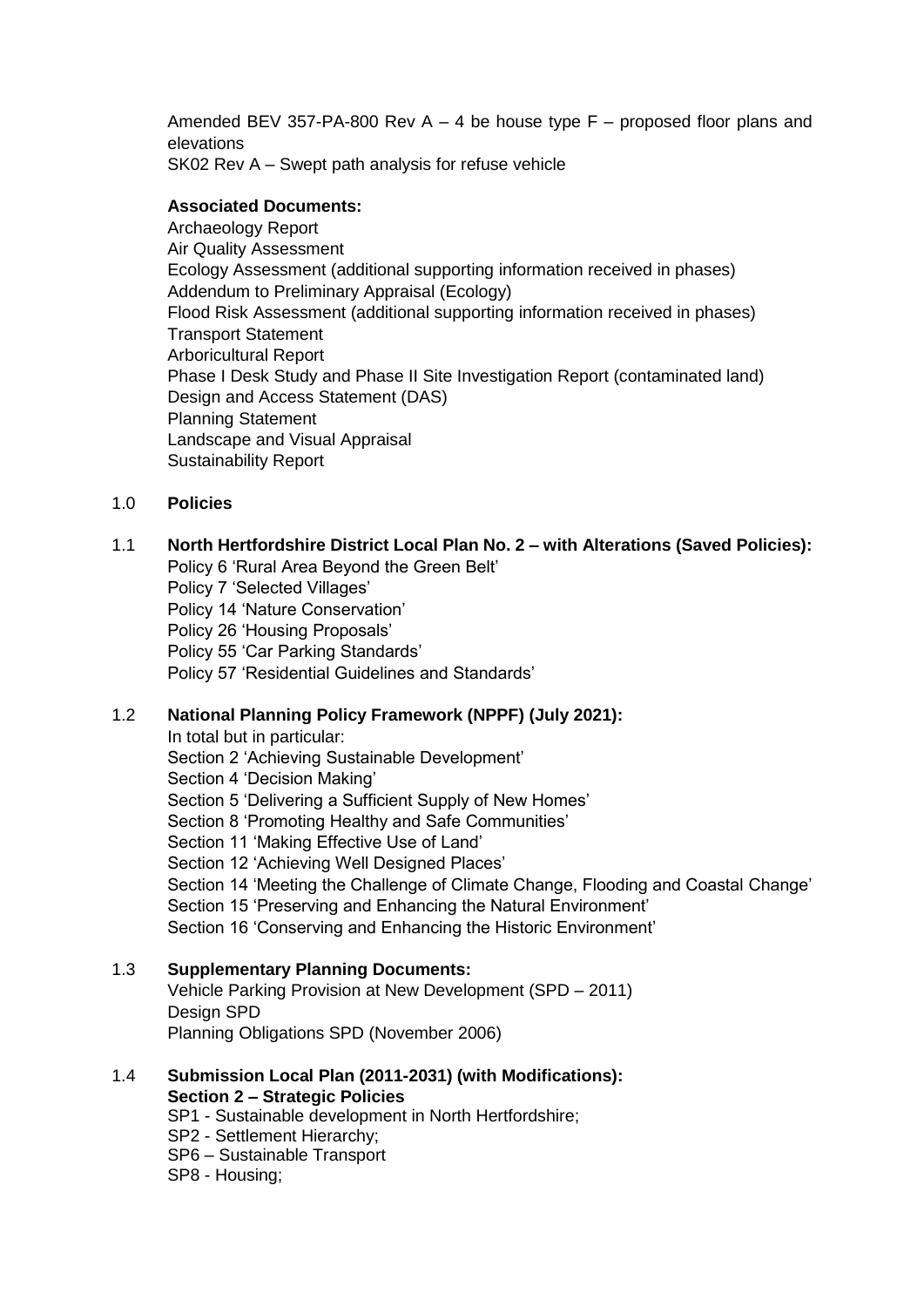Amended BEV 357-PA-800 Rev A – 4 be house type F – proposed floor plans and elevations
SK02 Rev A – Swept path analysis for refuse vehicle

**Associated Documents:**
Archaeology Report
Air Quality Assessment
Ecology Assessment (additional supporting information received in phases)
Addendum to Preliminary Appraisal (Ecology)
Flood Risk Assessment (additional supporting information received in phases)
Transport Statement
Arboricultural Report
Phase I Desk Study and Phase II Site Investigation Report (contaminated land)
Design and Access Statement (DAS)
Planning Statement
Landscape and Visual Appraisal
Sustainability Report

## 1.0 **Policies**

### 1.1 **North Hertfordshire District Local Plan No. 2 – with Alterations (Saved Policies):**

Policy 6 'Rural Area Beyond the Green Belt'
Policy 7 'Selected Villages'
Policy 14 'Nature Conservation'
Policy 26 'Housing Proposals'
Policy 55 'Car Parking Standards'
Policy 57 'Residential Guidelines and Standards'

### 1.2 **National Planning Policy Framework (NPPF) (July 2021):**

In total but in particular:
Section 2 'Achieving Sustainable Development'
Section 4 'Decision Making'
Section 5 'Delivering a Sufficient Supply of New Homes'
Section 8 'Promoting Healthy and Safe Communities'
Section 11 'Making Effective Use of Land'
Section 12 'Achieving Well Designed Places'
Section 14 'Meeting the Challenge of Climate Change, Flooding and Coastal Change'
Section 15 'Preserving and Enhancing the Natural Environment'
Section 16 'Conserving and Enhancing the Historic Environment'

### 1.3 **Supplementary Planning Documents:**

Vehicle Parking Provision at New Development (SPD – 2011)
Design SPD
Planning Obligations SPD (November 2006)

### 1.4 **Submission Local Plan (2011-2031) (with Modifications):**

**Section 2 – Strategic Policies**

SP1 - Sustainable development in North Hertfordshire;
SP2 - Settlement Hierarchy;
SP6 – Sustainable Transport
SP8 - Housing;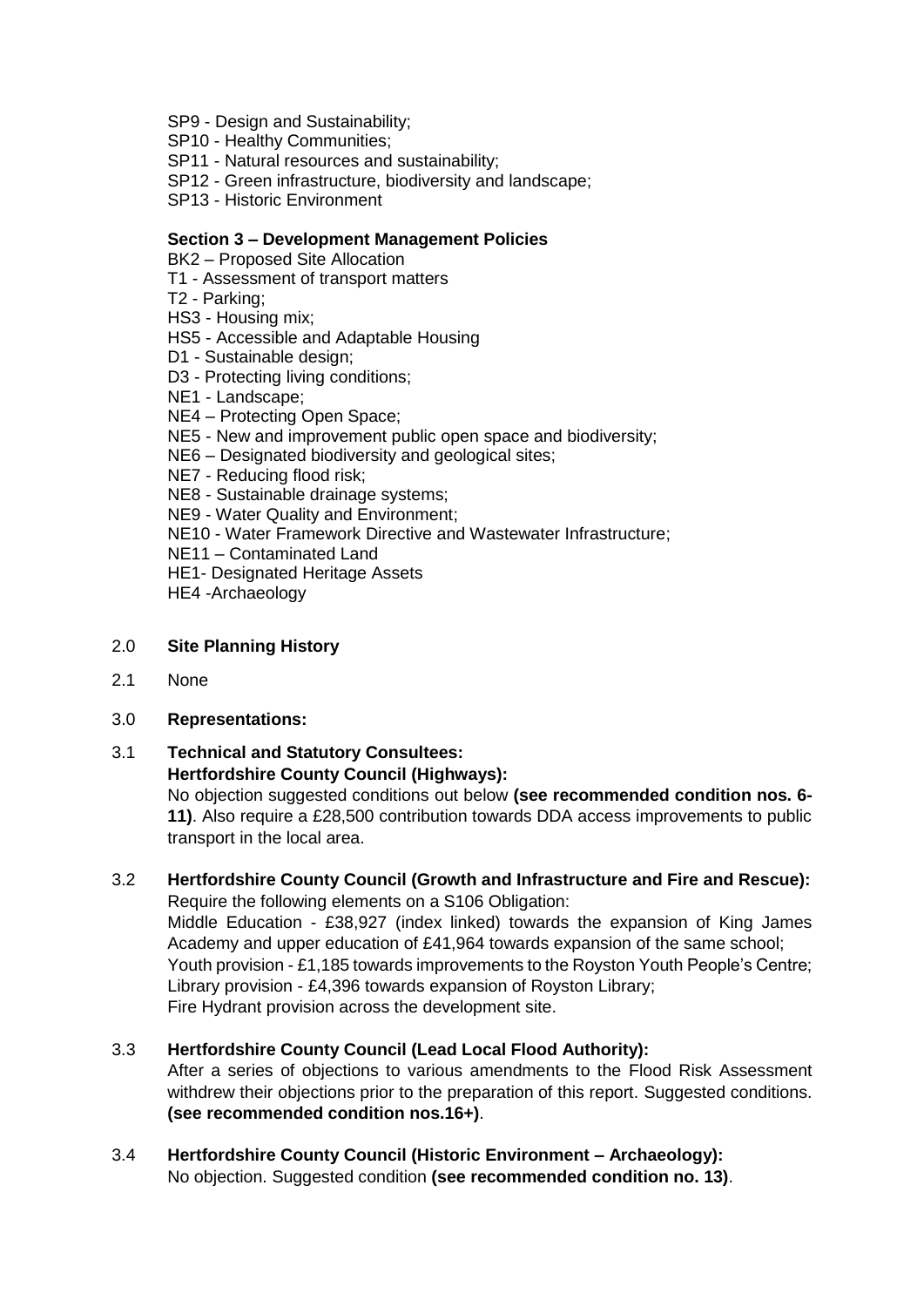SP9 - Design and Sustainability;
SP10 - Healthy Communities;
SP11 - Natural resources and sustainability;
SP12 - Green infrastructure, biodiversity and landscape;
SP13 - Historic Environment

**Section 3 – Development Management Policies**

BK2 – Proposed Site Allocation
T1 - Assessment of transport matters
T2 - Parking;
HS3 - Housing mix;
HS5 - Accessible and Adaptable Housing
D1 - Sustainable design;
D3 - Protecting living conditions;
NE1 - Landscape;
NE4 – Protecting Open Space;
NE5 - New and improvement public open space and biodiversity;
NE6 – Designated biodiversity and geological sites;
NE7 - Reducing flood risk;
NE8 - Sustainable drainage systems;
NE9 - Water Quality and Environment;
NE10 - Water Framework Directive and Wastewater Infrastructure;
NE11 – Contaminated Land
HE1- Designated Heritage Assets
HE4 -Archaeology

## 2.0 Site Planning History

2.1 None

## 3.0 Representations:

3.1 **Technical and Statutory Consultees:**
**Hertfordshire County Council (Highways):**
No objection suggested conditions out below **(see recommended condition nos. 6-11)**. Also require a £28,500 contribution towards DDA access improvements to public transport in the local area.

3.2 **Hertfordshire County Council (Growth and Infrastructure and Fire and Rescue):**
Require the following elements on a S106 Obligation:
Middle Education - £38,927 (index linked) towards the expansion of King James Academy and upper education of £41,964 towards expansion of the same school;
Youth provision - £1,185 towards improvements to the Royston Youth People's Centre;
Library provision - £4,396 towards expansion of Royston Library;
Fire Hydrant provision across the development site.

3.3 **Hertfordshire County Council (Lead Local Flood Authority):**
After a series of objections to various amendments to the Flood Risk Assessment withdrew their objections prior to the preparation of this report. Suggested conditions. **(see recommended condition nos.16+)**.

3.4 **Hertfordshire County Council (Historic Environment – Archaeology):**
No objection. Suggested condition **(see recommended condition no. 13)**.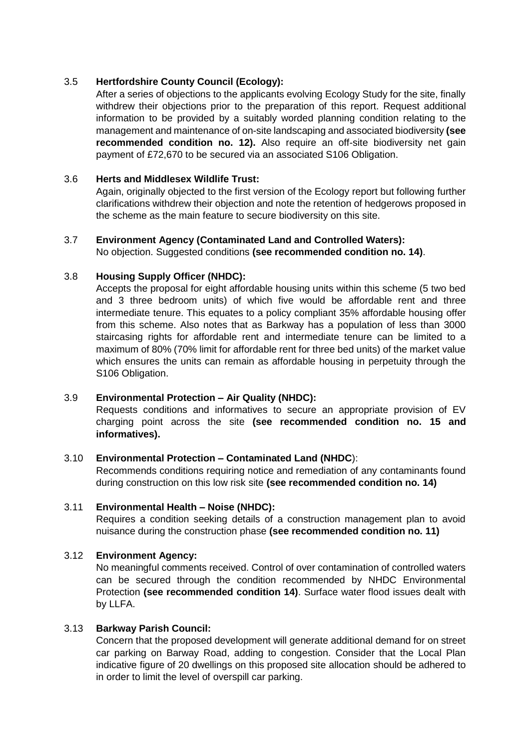3.5 **Hertfordshire County Council (Ecology):**
After a series of objections to the applicants evolving Ecology Study for the site, finally withdrew their objections prior to the preparation of this report. Request additional information to be provided by a suitably worded planning condition relating to the management and maintenance of on-site landscaping and associated biodiversity **(see recommended condition no. 12).** Also require an off-site biodiversity net gain payment of £72,670 to be secured via an associated S106 Obligation.

3.6 **Herts and Middlesex Wildlife Trust:**
Again, originally objected to the first version of the Ecology report but following further clarifications withdrew their objection and note the retention of hedgerows proposed in the scheme as the main feature to secure biodiversity on this site.

3.7 **Environment Agency (Contaminated Land and Controlled Waters):**
No objection. Suggested conditions **(see recommended condition no. 14)**.

3.8 **Housing Supply Officer (NHDC):**
Accepts the proposal for eight affordable housing units within this scheme (5 two bed and 3 three bedroom units) of which five would be affordable rent and three intermediate tenure. This equates to a policy compliant 35% affordable housing offer from this scheme. Also notes that as Barkway has a population of less than 3000 staircasing rights for affordable rent and intermediate tenure can be limited to a maximum of 80% (70% limit for affordable rent for three bed units) of the market value which ensures the units can remain as affordable housing in perpetuity through the S106 Obligation.

3.9 **Environmental Protection – Air Quality (NHDC):**
Requests conditions and informatives to secure an appropriate provision of EV charging point across the site **(see recommended condition no. 15 and informatives).**

3.10 **Environmental Protection – Contaminated Land (NHDC**):
Recommends conditions requiring notice and remediation of any contaminants found during construction on this low risk site **(see recommended condition no. 14)**

3.11 **Environmental Health – Noise (NHDC):**
Requires a condition seeking details of a construction management plan to avoid nuisance during the construction phase **(see recommended condition no. 11)**

3.12 **Environment Agency:**
No meaningful comments received. Control of over contamination of controlled waters can be secured through the condition recommended by NHDC Environmental Protection **(see recommended condition 14)**. Surface water flood issues dealt with by LLFA.

3.13 **Barkway Parish Council:**
Concern that the proposed development will generate additional demand for on street car parking on Barway Road, adding to congestion. Consider that the Local Plan indicative figure of 20 dwellings on this proposed site allocation should be adhered to in order to limit the level of overspill car parking.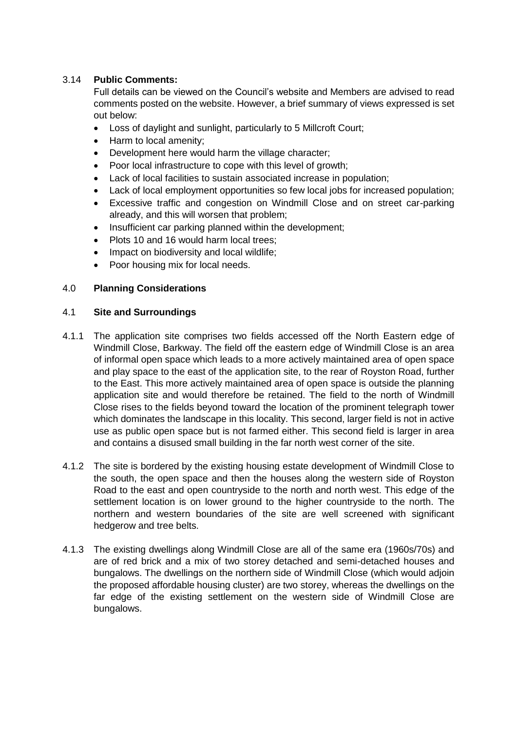3.14 **Public Comments:**

Full details can be viewed on the Council's website and Members are advised to read comments posted on the website. However, a brief summary of views expressed is set out below:

- Loss of daylight and sunlight, particularly to 5 Millcroft Court;
- Harm to local amenity;
- Development here would harm the village character;
- Poor local infrastructure to cope with this level of growth;
- Lack of local facilities to sustain associated increase in population;
- Lack of local employment opportunities so few local jobs for increased population;
- Excessive traffic and congestion on Windmill Close and on street car-parking already, and this will worsen that problem;
- Insufficient car parking planned within the development;
- Plots 10 and 16 would harm local trees;
- Impact on biodiversity and local wildlife;
- Poor housing mix for local needs.

## 4.0 **Planning Considerations**

### 4.1 **Site and Surroundings**

4.1.1 The application site comprises two fields accessed off the North Eastern edge of Windmill Close, Barkway. The field off the eastern edge of Windmill Close is an area of informal open space which leads to a more actively maintained area of open space and play space to the east of the application site, to the rear of Royston Road, further to the East. This more actively maintained area of open space is outside the planning application site and would therefore be retained. The field to the north of Windmill Close rises to the fields beyond toward the location of the prominent telegraph tower which dominates the landscape in this locality. This second, larger field is not in active use as public open space but is not farmed either. This second field is larger in area and contains a disused small building in the far north west corner of the site.

4.1.2 The site is bordered by the existing housing estate development of Windmill Close to the south, the open space and then the houses along the western side of Royston Road to the east and open countryside to the north and north west. This edge of the settlement location is on lower ground to the higher countryside to the north. The northern and western boundaries of the site are well screened with significant hedgerow and tree belts.

4.1.3 The existing dwellings along Windmill Close are all of the same era (1960s/70s) and are of red brick and a mix of two storey detached and semi-detached houses and bungalows. The dwellings on the northern side of Windmill Close (which would adjoin the proposed affordable housing cluster) are two storey, whereas the dwellings on the far edge of the existing settlement on the western side of Windmill Close are bungalows.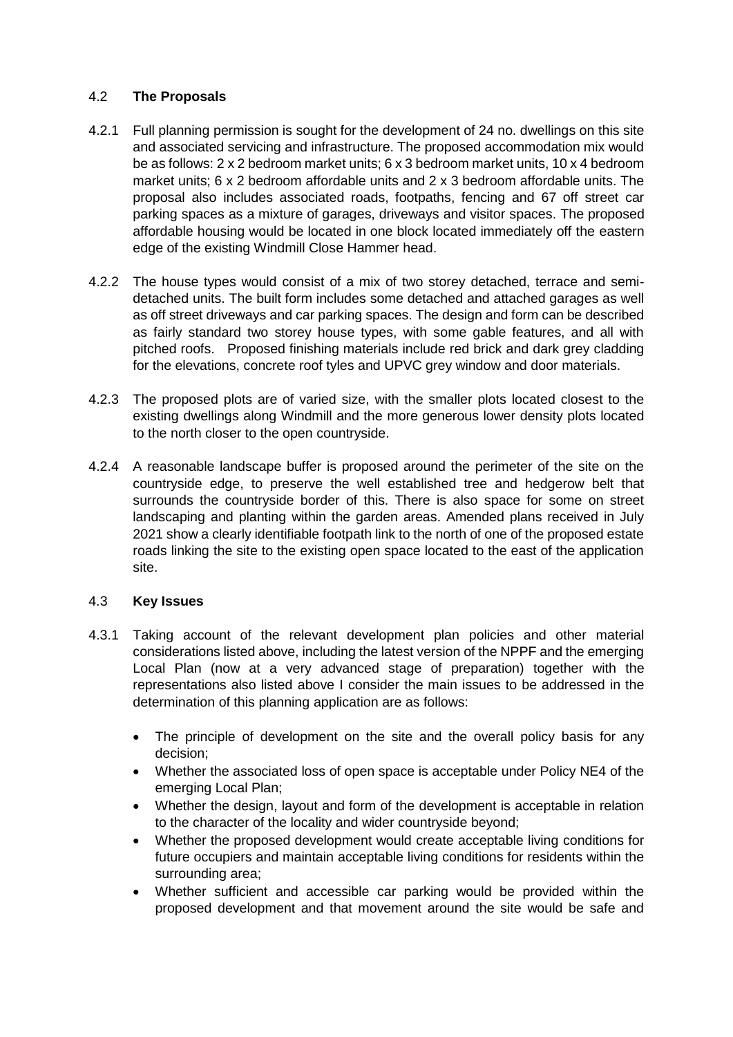## 4.2 **The Proposals**

4.2.1 Full planning permission is sought for the development of 24 no. dwellings on this site and associated servicing and infrastructure. The proposed accommodation mix would be as follows: 2 x 2 bedroom market units; 6 x 3 bedroom market units, 10 x 4 bedroom market units; 6 x 2 bedroom affordable units and 2 x 3 bedroom affordable units. The proposal also includes associated roads, footpaths, fencing and 67 off street car parking spaces as a mixture of garages, driveways and visitor spaces. The proposed affordable housing would be located in one block located immediately off the eastern edge of the existing Windmill Close Hammer head.

4.2.2 The house types would consist of a mix of two storey detached, terrace and semi-detached units. The built form includes some detached and attached garages as well as off street driveways and car parking spaces. The design and form can be described as fairly standard two storey house types, with some gable features, and all with pitched roofs. Proposed finishing materials include red brick and dark grey cladding for the elevations, concrete roof tyles and UPVC grey window and door materials.

4.2.3 The proposed plots are of varied size, with the smaller plots located closest to the existing dwellings along Windmill and the more generous lower density plots located to the north closer to the open countryside.

4.2.4 A reasonable landscape buffer is proposed around the perimeter of the site on the countryside edge, to preserve the well established tree and hedgerow belt that surrounds the countryside border of this. There is also space for some on street landscaping and planting within the garden areas. Amended plans received in July 2021 show a clearly identifiable footpath link to the north of one of the proposed estate roads linking the site to the existing open space located to the east of the application site.

## 4.3 **Key Issues**

4.3.1 Taking account of the relevant development plan policies and other material considerations listed above, including the latest version of the NPPF and the emerging Local Plan (now at a very advanced stage of preparation) together with the representations also listed above I consider the main issues to be addressed in the determination of this planning application are as follows:

- The principle of development on the site and the overall policy basis for any decision;
- Whether the associated loss of open space is acceptable under Policy NE4 of the emerging Local Plan;
- Whether the design, layout and form of the development is acceptable in relation to the character of the locality and wider countryside beyond;
- Whether the proposed development would create acceptable living conditions for future occupiers and maintain acceptable living conditions for residents within the surrounding area;
- Whether sufficient and accessible car parking would be provided within the proposed development and that movement around the site would be safe and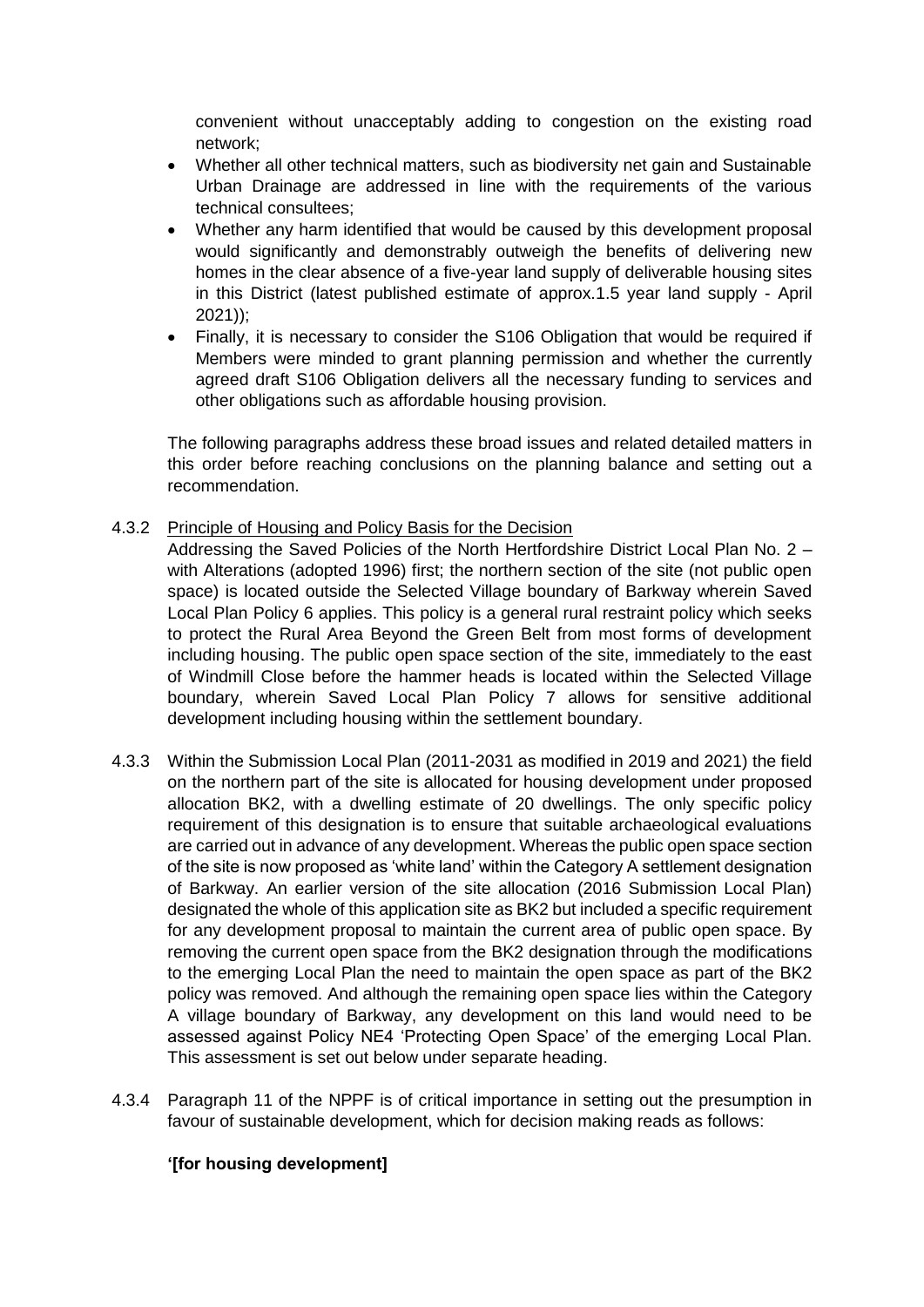convenient without unacceptably adding to congestion on the existing road network;

- Whether all other technical matters, such as biodiversity net gain and Sustainable Urban Drainage are addressed in line with the requirements of the various technical consultees;
- Whether any harm identified that would be caused by this development proposal would significantly and demonstrably outweigh the benefits of delivering new homes in the clear absence of a five-year land supply of deliverable housing sites in this District (latest published estimate of approx.1.5 year land supply - April 2021));
- Finally, it is necessary to consider the S106 Obligation that would be required if Members were minded to grant planning permission and whether the currently agreed draft S106 Obligation delivers all the necessary funding to services and other obligations such as affordable housing provision.

The following paragraphs address these broad issues and related detailed matters in this order before reaching conclusions on the planning balance and setting out a recommendation.

4.3.2 Principle of Housing and Policy Basis for the Decision

Addressing the Saved Policies of the North Hertfordshire District Local Plan No. 2 – with Alterations (adopted 1996) first; the northern section of the site (not public open space) is located outside the Selected Village boundary of Barkway wherein Saved Local Plan Policy 6 applies. This policy is a general rural restraint policy which seeks to protect the Rural Area Beyond the Green Belt from most forms of development including housing. The public open space section of the site, immediately to the east of Windmill Close before the hammer heads is located within the Selected Village boundary, wherein Saved Local Plan Policy 7 allows for sensitive additional development including housing within the settlement boundary.

4.3.3 Within the Submission Local Plan (2011-2031 as modified in 2019 and 2021) the field on the northern part of the site is allocated for housing development under proposed allocation BK2, with a dwelling estimate of 20 dwellings. The only specific policy requirement of this designation is to ensure that suitable archaeological evaluations are carried out in advance of any development. Whereas the public open space section of the site is now proposed as 'white land' within the Category A settlement designation of Barkway. An earlier version of the site allocation (2016 Submission Local Plan) designated the whole of this application site as BK2 but included a specific requirement for any development proposal to maintain the current area of public open space. By removing the current open space from the BK2 designation through the modifications to the emerging Local Plan the need to maintain the open space as part of the BK2 policy was removed. And although the remaining open space lies within the Category A village boundary of Barkway, any development on this land would need to be assessed against Policy NE4 'Protecting Open Space' of the emerging Local Plan. This assessment is set out below under separate heading.

4.3.4 Paragraph 11 of the NPPF is of critical importance in setting out the presumption in favour of sustainable development, which for decision making reads as follows:

**'[for housing development]**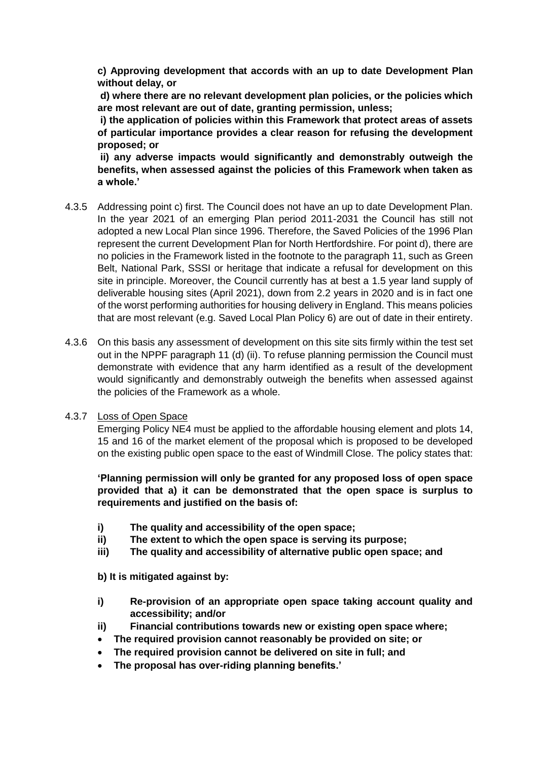**c) Approving development that accords with an up to date Development Plan without delay, or**

**d) where there are no relevant development plan policies, or the policies which are most relevant are out of date, granting permission, unless;**

**i) the application of policies within this Framework that protect areas of assets of particular importance provides a clear reason for refusing the development proposed; or**

**ii) any adverse impacts would significantly and demonstrably outweigh the benefits, when assessed against the policies of this Framework when taken as a whole.'**

4.3.5 Addressing point c) first. The Council does not have an up to date Development Plan. In the year 2021 of an emerging Plan period 2011-2031 the Council has still not adopted a new Local Plan since 1996. Therefore, the Saved Policies of the 1996 Plan represent the current Development Plan for North Hertfordshire. For point d), there are no policies in the Framework listed in the footnote to the paragraph 11, such as Green Belt, National Park, SSSI or heritage that indicate a refusal for development on this site in principle. Moreover, the Council currently has at best a 1.5 year land supply of deliverable housing sites (April 2021), down from 2.2 years in 2020 and is in fact one of the worst performing authorities for housing delivery in England. This means policies that are most relevant (e.g. Saved Local Plan Policy 6) are out of date in their entirety.

4.3.6 On this basis any assessment of development on this site sits firmly within the test set out in the NPPF paragraph 11 (d) (ii). To refuse planning permission the Council must demonstrate with evidence that any harm identified as a result of the development would significantly and demonstrably outweigh the benefits when assessed against the policies of the Framework as a whole.

4.3.7 Loss of Open Space

Emerging Policy NE4 must be applied to the affordable housing element and plots 14, 15 and 16 of the market element of the proposal which is proposed to be developed on the existing public open space to the east of Windmill Close. The policy states that:

**'Planning permission will only be granted for any proposed loss of open space provided that a) it can be demonstrated that the open space is surplus to requirements and justified on the basis of:**

**i) The quality and accessibility of the open space;**
**ii) The extent to which the open space is serving its purpose;**
**iii) The quality and accessibility of alternative public open space; and**

**b) It is mitigated against by:**

**i) Re-provision of an appropriate open space taking account quality and accessibility; and/or**
**ii) Financial contributions towards new or existing open space where;**

- **The required provision cannot reasonably be provided on site; or**
- **The required provision cannot be delivered on site in full; and**
- **The proposal has over-riding planning benefits.'**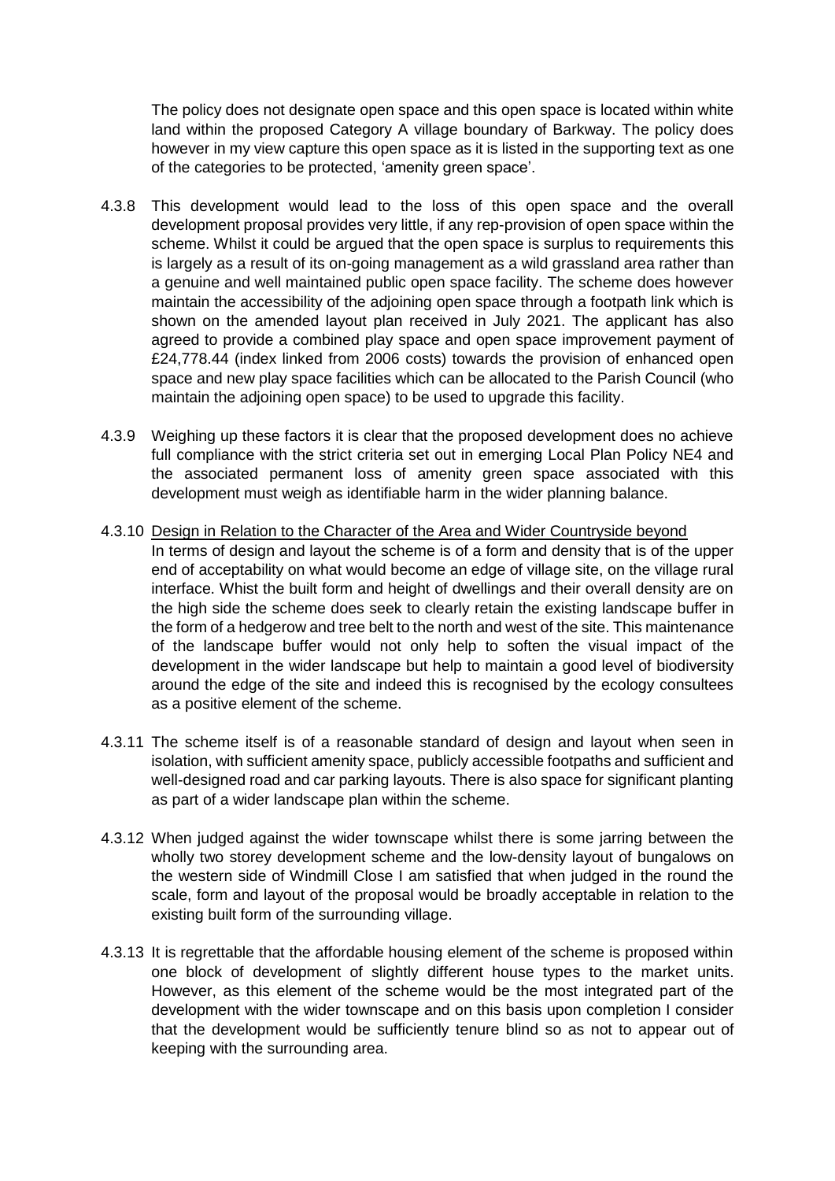The policy does not designate open space and this open space is located within white land within the proposed Category A village boundary of Barkway. The policy does however in my view capture this open space as it is listed in the supporting text as one of the categories to be protected, 'amenity green space'.

4.3.8 This development would lead to the loss of this open space and the overall development proposal provides very little, if any rep-provision of open space within the scheme. Whilst it could be argued that the open space is surplus to requirements this is largely as a result of its on-going management as a wild grassland area rather than a genuine and well maintained public open space facility. The scheme does however maintain the accessibility of the adjoining open space through a footpath link which is shown on the amended layout plan received in July 2021. The applicant has also agreed to provide a combined play space and open space improvement payment of £24,778.44 (index linked from 2006 costs) towards the provision of enhanced open space and new play space facilities which can be allocated to the Parish Council (who maintain the adjoining open space) to be used to upgrade this facility.

4.3.9 Weighing up these factors it is clear that the proposed development does no achieve full compliance with the strict criteria set out in emerging Local Plan Policy NE4 and the associated permanent loss of amenity green space associated with this development must weigh as identifiable harm in the wider planning balance.

4.3.10 Design in Relation to the Character of the Area and Wider Countryside beyond

In terms of design and layout the scheme is of a form and density that is of the upper end of acceptability on what would become an edge of village site, on the village rural interface. Whist the built form and height of dwellings and their overall density are on the high side the scheme does seek to clearly retain the existing landscape buffer in the form of a hedgerow and tree belt to the north and west of the site. This maintenance of the landscape buffer would not only help to soften the visual impact of the development in the wider landscape but help to maintain a good level of biodiversity around the edge of the site and indeed this is recognised by the ecology consultees as a positive element of the scheme.

4.3.11 The scheme itself is of a reasonable standard of design and layout when seen in isolation, with sufficient amenity space, publicly accessible footpaths and sufficient and well-designed road and car parking layouts. There is also space for significant planting as part of a wider landscape plan within the scheme.

4.3.12 When judged against the wider townscape whilst there is some jarring between the wholly two storey development scheme and the low-density layout of bungalows on the western side of Windmill Close I am satisfied that when judged in the round the scale, form and layout of the proposal would be broadly acceptable in relation to the existing built form of the surrounding village.

4.3.13 It is regrettable that the affordable housing element of the scheme is proposed within one block of development of slightly different house types to the market units. However, as this element of the scheme would be the most integrated part of the development with the wider townscape and on this basis upon completion I consider that the development would be sufficiently tenure blind so as not to appear out of keeping with the surrounding area.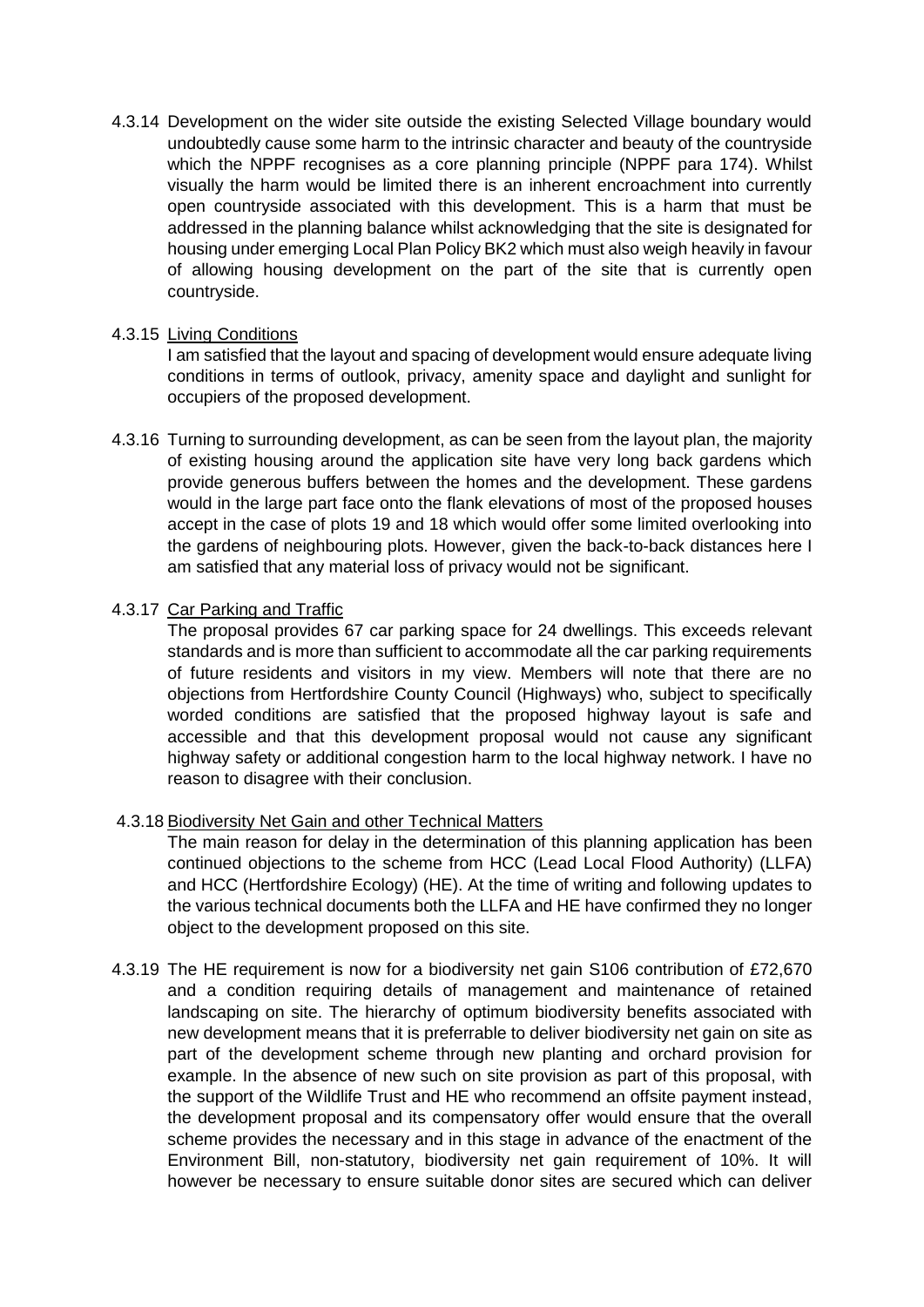4.3.14 Development on the wider site outside the existing Selected Village boundary would undoubtedly cause some harm to the intrinsic character and beauty of the countryside which the NPPF recognises as a core planning principle (NPPF para 174). Whilst visually the harm would be limited there is an inherent encroachment into currently open countryside associated with this development. This is a harm that must be addressed in the planning balance whilst acknowledging that the site is designated for housing under emerging Local Plan Policy BK2 which must also weigh heavily in favour of allowing housing development on the part of the site that is currently open countryside.

4.3.15 Living Conditions

I am satisfied that the layout and spacing of development would ensure adequate living conditions in terms of outlook, privacy, amenity space and daylight and sunlight for occupiers of the proposed development.

4.3.16 Turning to surrounding development, as can be seen from the layout plan, the majority of existing housing around the application site have very long back gardens which provide generous buffers between the homes and the development. These gardens would in the large part face onto the flank elevations of most of the proposed houses accept in the case of plots 19 and 18 which would offer some limited overlooking into the gardens of neighbouring plots. However, given the back-to-back distances here I am satisfied that any material loss of privacy would not be significant.

4.3.17 Car Parking and Traffic

The proposal provides 67 car parking space for 24 dwellings. This exceeds relevant standards and is more than sufficient to accommodate all the car parking requirements of future residents and visitors in my view. Members will note that there are no objections from Hertfordshire County Council (Highways) who, subject to specifically worded conditions are satisfied that the proposed highway layout is safe and accessible and that this development proposal would not cause any significant highway safety or additional congestion harm to the local highway network. I have no reason to disagree with their conclusion.

4.3.18 Biodiversity Net Gain and other Technical Matters

The main reason for delay in the determination of this planning application has been continued objections to the scheme from HCC (Lead Local Flood Authority) (LLFA) and HCC (Hertfordshire Ecology) (HE). At the time of writing and following updates to the various technical documents both the LLFA and HE have confirmed they no longer object to the development proposed on this site.

4.3.19 The HE requirement is now for a biodiversity net gain S106 contribution of £72,670 and a condition requiring details of management and maintenance of retained landscaping on site. The hierarchy of optimum biodiversity benefits associated with new development means that it is preferrable to deliver biodiversity net gain on site as part of the development scheme through new planting and orchard provision for example. In the absence of new such on site provision as part of this proposal, with the support of the Wildlife Trust and HE who recommend an offsite payment instead, the development proposal and its compensatory offer would ensure that the overall scheme provides the necessary and in this stage in advance of the enactment of the Environment Bill, non-statutory, biodiversity net gain requirement of 10%. It will however be necessary to ensure suitable donor sites are secured which can deliver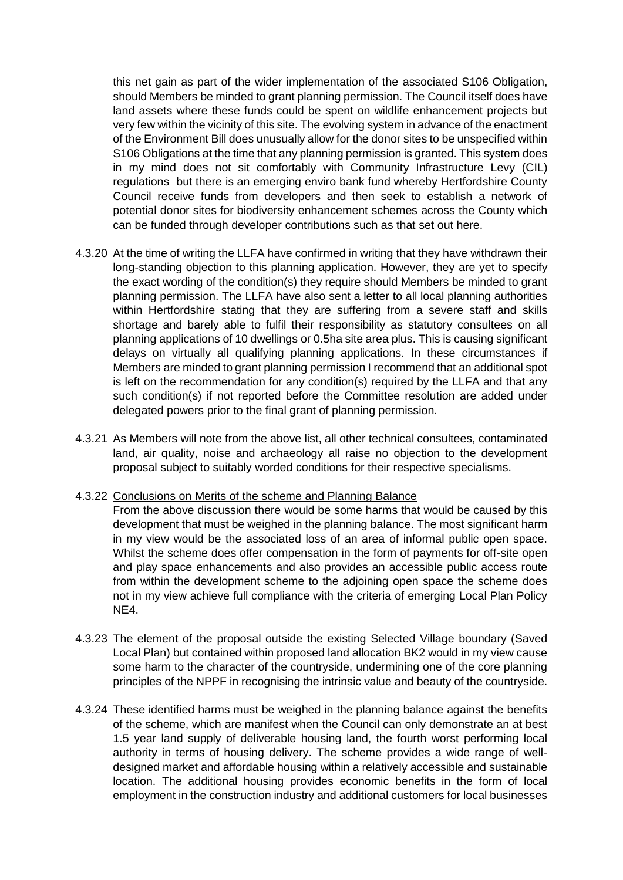this net gain as part of the wider implementation of the associated S106 Obligation, should Members be minded to grant planning permission. The Council itself does have land assets where these funds could be spent on wildlife enhancement projects but very few within the vicinity of this site. The evolving system in advance of the enactment of the Environment Bill does unusually allow for the donor sites to be unspecified within S106 Obligations at the time that any planning permission is granted. This system does in my mind does not sit comfortably with Community Infrastructure Levy (CIL) regulations but there is an emerging enviro bank fund whereby Hertfordshire County Council receive funds from developers and then seek to establish a network of potential donor sites for biodiversity enhancement schemes across the County which can be funded through developer contributions such as that set out here.

4.3.20 At the time of writing the LLFA have confirmed in writing that they have withdrawn their long-standing objection to this planning application. However, they are yet to specify the exact wording of the condition(s) they require should Members be minded to grant planning permission. The LLFA have also sent a letter to all local planning authorities within Hertfordshire stating that they are suffering from a severe staff and skills shortage and barely able to fulfil their responsibility as statutory consultees on all planning applications of 10 dwellings or 0.5ha site area plus. This is causing significant delays on virtually all qualifying planning applications. In these circumstances if Members are minded to grant planning permission I recommend that an additional spot is left on the recommendation for any condition(s) required by the LLFA and that any such condition(s) if not reported before the Committee resolution are added under delegated powers prior to the final grant of planning permission.

4.3.21 As Members will note from the above list, all other technical consultees, contaminated land, air quality, noise and archaeology all raise no objection to the development proposal subject to suitably worded conditions for their respective specialisms.

4.3.22 Conclusions on Merits of the scheme and Planning Balance

From the above discussion there would be some harms that would be caused by this development that must be weighed in the planning balance. The most significant harm in my view would be the associated loss of an area of informal public open space. Whilst the scheme does offer compensation in the form of payments for off-site open and play space enhancements and also provides an accessible public access route from within the development scheme to the adjoining open space the scheme does not in my view achieve full compliance with the criteria of emerging Local Plan Policy NE4.

4.3.23 The element of the proposal outside the existing Selected Village boundary (Saved Local Plan) but contained within proposed land allocation BK2 would in my view cause some harm to the character of the countryside, undermining one of the core planning principles of the NPPF in recognising the intrinsic value and beauty of the countryside.

4.3.24 These identified harms must be weighed in the planning balance against the benefits of the scheme, which are manifest when the Council can only demonstrate an at best 1.5 year land supply of deliverable housing land, the fourth worst performing local authority in terms of housing delivery. The scheme provides a wide range of well-designed market and affordable housing within a relatively accessible and sustainable location. The additional housing provides economic benefits in the form of local employment in the construction industry and additional customers for local businesses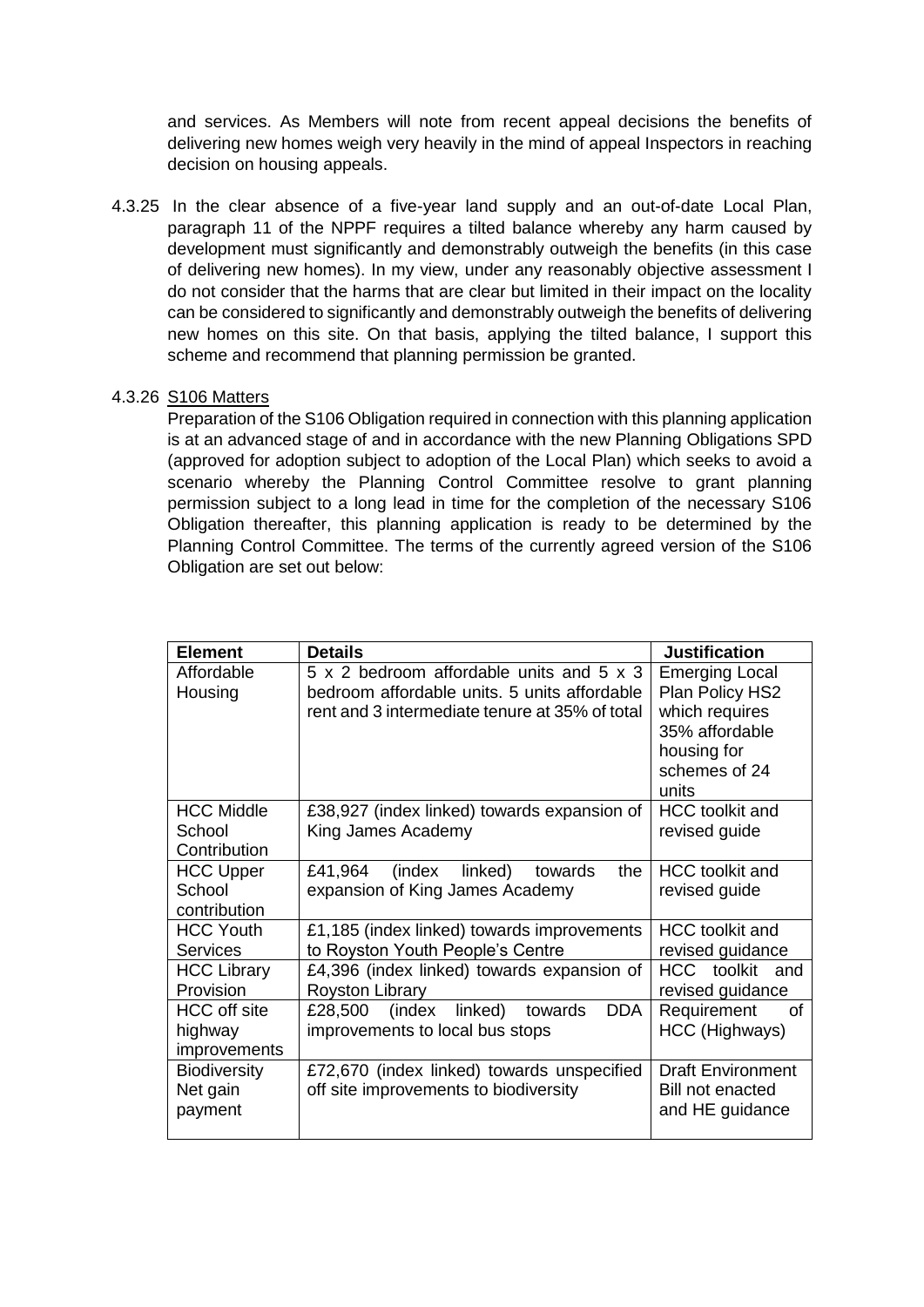and services. As Members will note from recent appeal decisions the benefits of delivering new homes weigh very heavily in the mind of appeal Inspectors in reaching decision on housing appeals.

4.3.25 In the clear absence of a five-year land supply and an out-of-date Local Plan, paragraph 11 of the NPPF requires a tilted balance whereby any harm caused by development must significantly and demonstrably outweigh the benefits (in this case of delivering new homes). In my view, under any reasonably objective assessment I do not consider that the harms that are clear but limited in their impact on the locality can be considered to significantly and demonstrably outweigh the benefits of delivering new homes on this site. On that basis, applying the tilted balance, I support this scheme and recommend that planning permission be granted.

4.3.26 S106 Matters

Preparation of the S106 Obligation required in connection with this planning application is at an advanced stage of and in accordance with the new Planning Obligations SPD (approved for adoption subject to adoption of the Local Plan) which seeks to avoid a scenario whereby the Planning Control Committee resolve to grant planning permission subject to a long lead in time for the completion of the necessary S106 Obligation thereafter, this planning application is ready to be determined by the Planning Control Committee. The terms of the currently agreed version of the S106 Obligation are set out below:

| Element | Details | Justification |
|---|---|---|
| Affordable Housing | 5 x 2 bedroom affordable units and 5 x 3 bedroom affordable units. 5 units affordable rent and 3 intermediate tenure at 35% of total | Emerging Local Plan Policy HS2 which requires 35% affordable housing for schemes of 24 units |
| HCC Middle School Contribution | £38,927 (index linked) towards expansion of King James Academy | HCC toolkit and revised guide |
| HCC Upper School contribution | £41,964 (index linked) towards the expansion of King James Academy | HCC toolkit and revised guide |
| HCC Youth Services | £1,185 (index linked) towards improvements to Royston Youth People's Centre | HCC toolkit and revised guidance |
| HCC Library Provision | £4,396 (index linked) towards expansion of Royston Library | HCC toolkit and revised guidance |
| HCC off site highway improvements | £28,500 (index linked) towards DDA improvements to local bus stops | Requirement of HCC (Highways) |
| Biodiversity Net gain payment | £72,670 (index linked) towards unspecified off site improvements to biodiversity | Draft Environment Bill not enacted and HE guidance |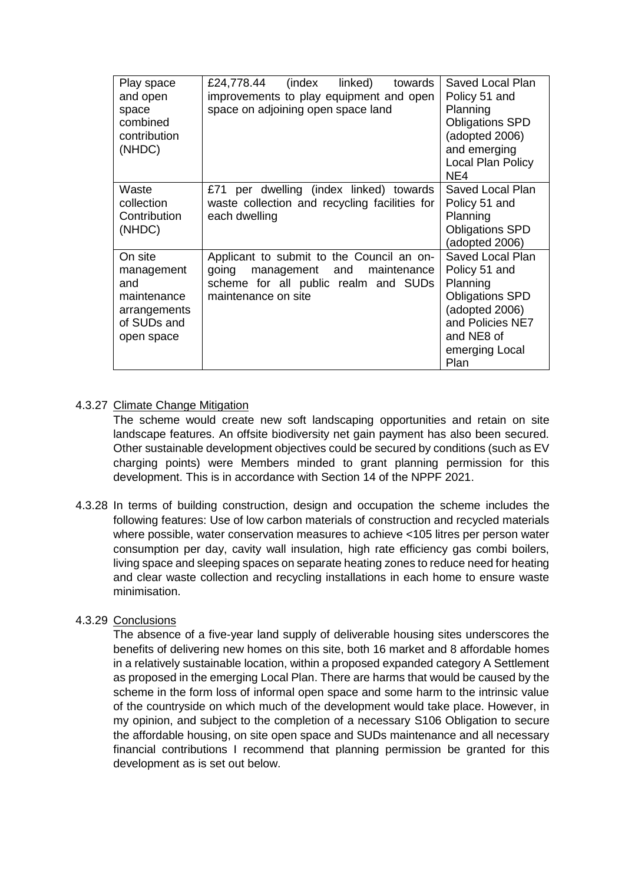| Play space and open space combined contribution (NHDC) | £24,778.44 (index linked) towards improvements to play equipment and open space on adjoining open space land | Saved Local Plan Policy 51 and Planning Obligations SPD (adopted 2006) and emerging Local Plan Policy NE4 |
|---|---|---|
| Waste collection Contribution (NHDC) | £71 per dwelling (index linked) towards waste collection and recycling facilities for each dwelling | Saved Local Plan Policy 51 and Planning Obligations SPD (adopted 2006) |
| On site management and maintenance arrangements of SUDs and open space | Applicant to submit to the Council an on-going management and maintenance scheme for all public realm and SUDs maintenance on site | Saved Local Plan Policy 51 and Planning Obligations SPD (adopted 2006) and Policies NE7 and NE8 of emerging Local Plan |

4.3.27 Climate Change Mitigation

The scheme would create new soft landscaping opportunities and retain on site landscape features. An offsite biodiversity net gain payment has also been secured. Other sustainable development objectives could be secured by conditions (such as EV charging points) were Members minded to grant planning permission for this development. This is in accordance with Section 14 of the NPPF 2021.

4.3.28 In terms of building construction, design and occupation the scheme includes the following features: Use of low carbon materials of construction and recycled materials where possible, water conservation measures to achieve <105 litres per person water consumption per day, cavity wall insulation, high rate efficiency gas combi boilers, living space and sleeping spaces on separate heating zones to reduce need for heating and clear waste collection and recycling installations in each home to ensure waste minimisation.

4.3.29 Conclusions

The absence of a five-year land supply of deliverable housing sites underscores the benefits of delivering new homes on this site, both 16 market and 8 affordable homes in a relatively sustainable location, within a proposed expanded category A Settlement as proposed in the emerging Local Plan. There are harms that would be caused by the scheme in the form loss of informal open space and some harm to the intrinsic value of the countryside on which much of the development would take place. However, in my opinion, and subject to the completion of a necessary S106 Obligation to secure the affordable housing, on site open space and SUDs maintenance and all necessary financial contributions I recommend that planning permission be granted for this development as is set out below.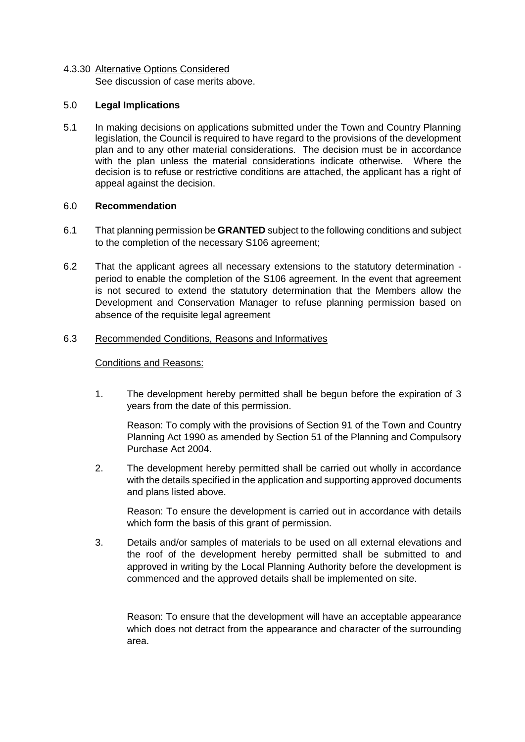4.3.30 Alternative Options Considered

See discussion of case merits above.

## 5.0 **Legal Implications**

5.1 In making decisions on applications submitted under the Town and Country Planning legislation, the Council is required to have regard to the provisions of the development plan and to any other material considerations. The decision must be in accordance with the plan unless the material considerations indicate otherwise. Where the decision is to refuse or restrictive conditions are attached, the applicant has a right of appeal against the decision.

## 6.0 **Recommendation**

6.1 That planning permission be **GRANTED** subject to the following conditions and subject to the completion of the necessary S106 agreement;

6.2 That the applicant agrees all necessary extensions to the statutory determination - period to enable the completion of the S106 agreement. In the event that agreement is not secured to extend the statutory determination that the Members allow the Development and Conservation Manager to refuse planning permission based on absence of the requisite legal agreement

6.3 Recommended Conditions, Reasons and Informatives

Conditions and Reasons:

1. The development hereby permitted shall be begun before the expiration of 3 years from the date of this permission.

   Reason: To comply with the provisions of Section 91 of the Town and Country Planning Act 1990 as amended by Section 51 of the Planning and Compulsory Purchase Act 2004.

2. The development hereby permitted shall be carried out wholly in accordance with the details specified in the application and supporting approved documents and plans listed above.

   Reason: To ensure the development is carried out in accordance with details which form the basis of this grant of permission.

3. Details and/or samples of materials to be used on all external elevations and the roof of the development hereby permitted shall be submitted to and approved in writing by the Local Planning Authority before the development is commenced and the approved details shall be implemented on site.

   Reason: To ensure that the development will have an acceptable appearance which does not detract from the appearance and character of the surrounding area.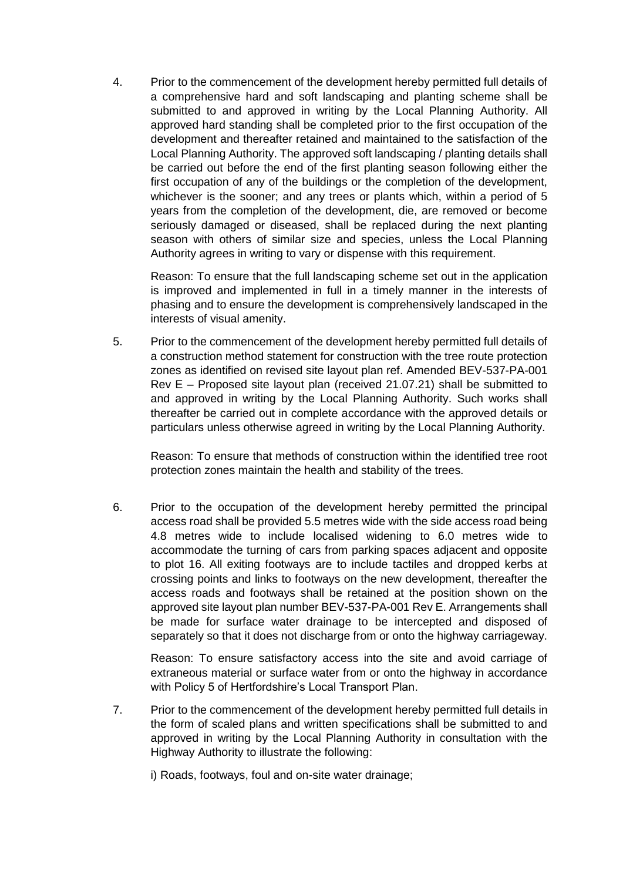4. Prior to the commencement of the development hereby permitted full details of a comprehensive hard and soft landscaping and planting scheme shall be submitted to and approved in writing by the Local Planning Authority. All approved hard standing shall be completed prior to the first occupation of the development and thereafter retained and maintained to the satisfaction of the Local Planning Authority. The approved soft landscaping / planting details shall be carried out before the end of the first planting season following either the first occupation of any of the buildings or the completion of the development, whichever is the sooner; and any trees or plants which, within a period of 5 years from the completion of the development, die, are removed or become seriously damaged or diseased, shall be replaced during the next planting season with others of similar size and species, unless the Local Planning Authority agrees in writing to vary or dispense with this requirement.

   Reason: To ensure that the full landscaping scheme set out in the application is improved and implemented in full in a timely manner in the interests of phasing and to ensure the development is comprehensively landscaped in the interests of visual amenity.

5. Prior to the commencement of the development hereby permitted full details of a construction method statement for construction with the tree route protection zones as identified on revised site layout plan ref. Amended BEV-537-PA-001 Rev E – Proposed site layout plan (received 21.07.21) shall be submitted to and approved in writing by the Local Planning Authority. Such works shall thereafter be carried out in complete accordance with the approved details or particulars unless otherwise agreed in writing by the Local Planning Authority.

   Reason: To ensure that methods of construction within the identified tree root protection zones maintain the health and stability of the trees.

6. Prior to the occupation of the development hereby permitted the principal access road shall be provided 5.5 metres wide with the side access road being 4.8 metres wide to include localised widening to 6.0 metres wide to accommodate the turning of cars from parking spaces adjacent and opposite to plot 16. All exiting footways are to include tactiles and dropped kerbs at crossing points and links to footways on the new development, thereafter the access roads and footways shall be retained at the position shown on the approved site layout plan number BEV-537-PA-001 Rev E. Arrangements shall be made for surface water drainage to be intercepted and disposed of separately so that it does not discharge from or onto the highway carriageway.

   Reason: To ensure satisfactory access into the site and avoid carriage of extraneous material or surface water from or onto the highway in accordance with Policy 5 of Hertfordshire's Local Transport Plan.

7. Prior to the commencement of the development hereby permitted full details in the form of scaled plans and written specifications shall be submitted to and approved in writing by the Local Planning Authority in consultation with the Highway Authority to illustrate the following:

   i) Roads, footways, foul and on-site water drainage;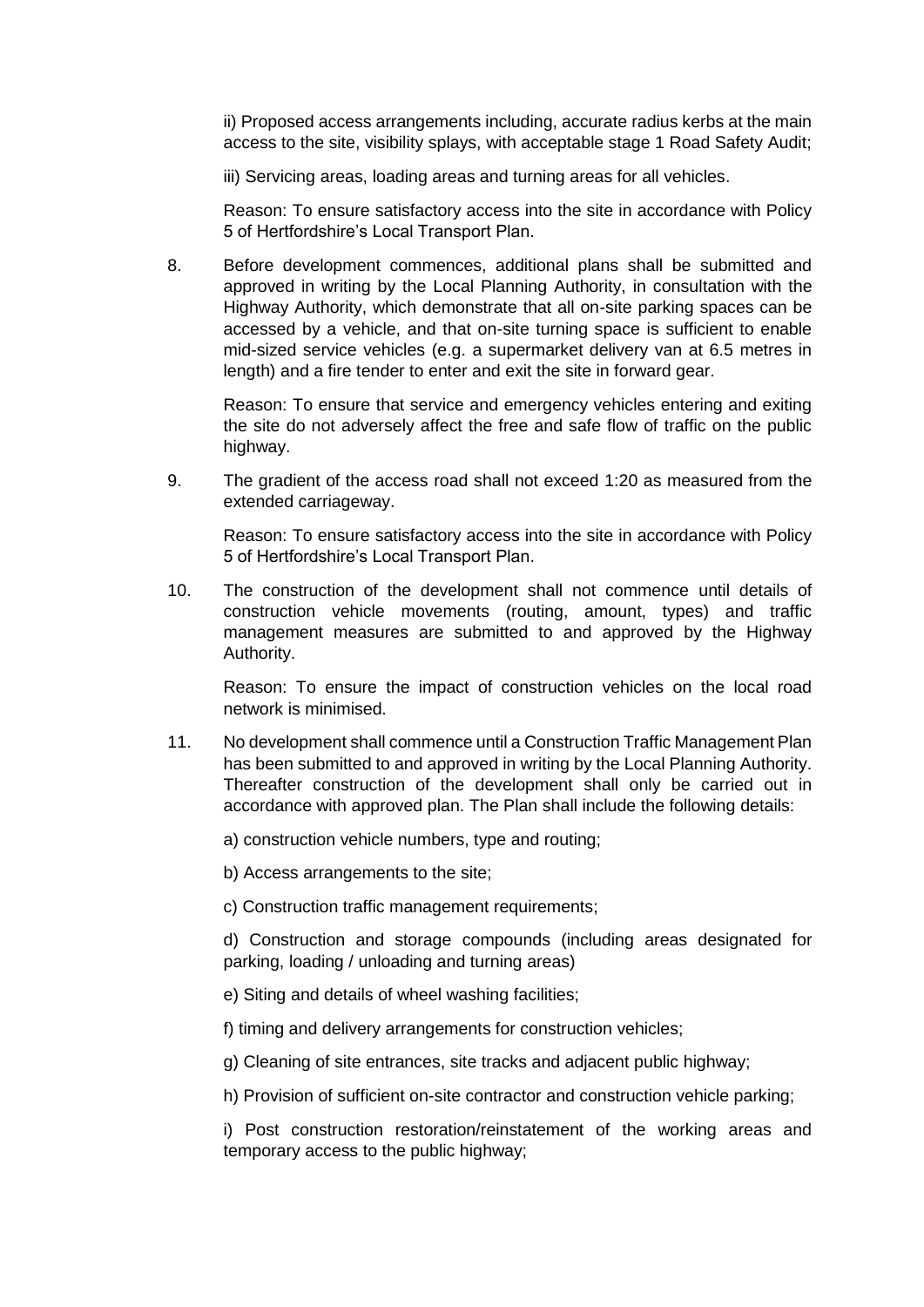ii) Proposed access arrangements including, accurate radius kerbs at the main access to the site, visibility splays, with acceptable stage 1 Road Safety Audit;

iii) Servicing areas, loading areas and turning areas for all vehicles.

Reason: To ensure satisfactory access into the site in accordance with Policy 5 of Hertfordshire's Local Transport Plan.

8. Before development commences, additional plans shall be submitted and approved in writing by the Local Planning Authority, in consultation with the Highway Authority, which demonstrate that all on-site parking spaces can be accessed by a vehicle, and that on-site turning space is sufficient to enable mid-sized service vehicles (e.g. a supermarket delivery van at 6.5 metres in length) and a fire tender to enter and exit the site in forward gear.

   Reason: To ensure that service and emergency vehicles entering and exiting the site do not adversely affect the free and safe flow of traffic on the public highway.

9. The gradient of the access road shall not exceed 1:20 as measured from the extended carriageway.

   Reason: To ensure satisfactory access into the site in accordance with Policy 5 of Hertfordshire's Local Transport Plan.

10. The construction of the development shall not commence until details of construction vehicle movements (routing, amount, types) and traffic management measures are submitted to and approved by the Highway Authority.

    Reason: To ensure the impact of construction vehicles on the local road network is minimised.

11. No development shall commence until a Construction Traffic Management Plan has been submitted to and approved in writing by the Local Planning Authority. Thereafter construction of the development shall only be carried out in accordance with approved plan. The Plan shall include the following details:

    a) construction vehicle numbers, type and routing;

    b) Access arrangements to the site;

    c) Construction traffic management requirements;

    d) Construction and storage compounds (including areas designated for parking, loading / unloading and turning areas)

    e) Siting and details of wheel washing facilities;

    f) timing and delivery arrangements for construction vehicles;

    g) Cleaning of site entrances, site tracks and adjacent public highway;

    h) Provision of sufficient on-site contractor and construction vehicle parking;

    i) Post construction restoration/reinstatement of the working areas and temporary access to the public highway;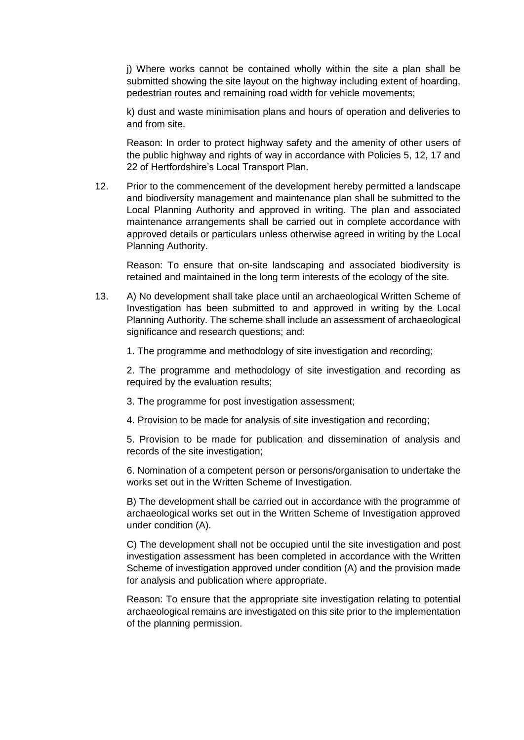j) Where works cannot be contained wholly within the site a plan shall be submitted showing the site layout on the highway including extent of hoarding, pedestrian routes and remaining road width for vehicle movements;

k) dust and waste minimisation plans and hours of operation and deliveries to and from site.

Reason: In order to protect highway safety and the amenity of other users of the public highway and rights of way in accordance with Policies 5, 12, 17 and 22 of Hertfordshire's Local Transport Plan.

12. Prior to the commencement of the development hereby permitted a landscape and biodiversity management and maintenance plan shall be submitted to the Local Planning Authority and approved in writing. The plan and associated maintenance arrangements shall be carried out in complete accordance with approved details or particulars unless otherwise agreed in writing by the Local Planning Authority.

    Reason: To ensure that on-site landscaping and associated biodiversity is retained and maintained in the long term interests of the ecology of the site.

13. A) No development shall take place until an archaeological Written Scheme of Investigation has been submitted to and approved in writing by the Local Planning Authority. The scheme shall include an assessment of archaeological significance and research questions; and:

    1. The programme and methodology of site investigation and recording;

    2. The programme and methodology of site investigation and recording as required by the evaluation results;

    3. The programme for post investigation assessment;

    4. Provision to be made for analysis of site investigation and recording;

    5. Provision to be made for publication and dissemination of analysis and records of the site investigation;

    6. Nomination of a competent person or persons/organisation to undertake the works set out in the Written Scheme of Investigation.

    B) The development shall be carried out in accordance with the programme of archaeological works set out in the Written Scheme of Investigation approved under condition (A).

    C) The development shall not be occupied until the site investigation and post investigation assessment has been completed in accordance with the Written Scheme of investigation approved under condition (A) and the provision made for analysis and publication where appropriate.

    Reason: To ensure that the appropriate site investigation relating to potential archaeological remains are investigated on this site prior to the implementation of the planning permission.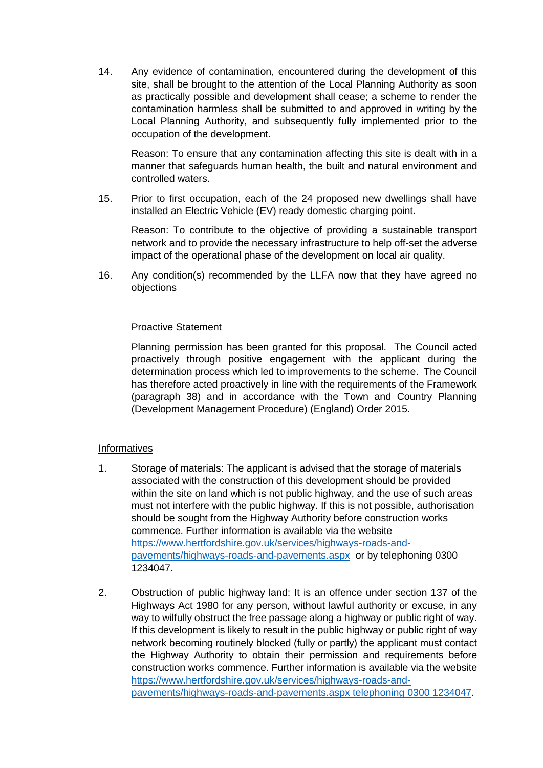14. Any evidence of contamination, encountered during the development of this site, shall be brought to the attention of the Local Planning Authority as soon as practically possible and development shall cease; a scheme to render the contamination harmless shall be submitted to and approved in writing by the Local Planning Authority, and subsequently fully implemented prior to the occupation of the development.

    Reason: To ensure that any contamination affecting this site is dealt with in a manner that safeguards human health, the built and natural environment and controlled waters.

15. Prior to first occupation, each of the 24 proposed new dwellings shall have installed an Electric Vehicle (EV) ready domestic charging point.

    Reason: To contribute to the objective of providing a sustainable transport network and to provide the necessary infrastructure to help off-set the adverse impact of the operational phase of the development on local air quality.

16. Any condition(s) recommended by the LLFA now that they have agreed no objections

<u>Proactive Statement</u>

Planning permission has been granted for this proposal. The Council acted proactively through positive engagement with the applicant during the determination process which led to improvements to the scheme. The Council has therefore acted proactively in line with the requirements of the Framework (paragraph 38) and in accordance with the Town and Country Planning (Development Management Procedure) (England) Order 2015.

<u>Informatives</u>

1. Storage of materials: The applicant is advised that the storage of materials associated with the construction of this development should be provided within the site on land which is not public highway, and the use of such areas must not interfere with the public highway. If this is not possible, authorisation should be sought from the Highway Authority before construction works commence. Further information is available via the website https://www.hertfordshire.gov.uk/services/highways-roads-and-pavements/highways-roads-and-pavements.aspx or by telephoning 0300 1234047.

2. Obstruction of public highway land: It is an offence under section 137 of the Highways Act 1980 for any person, without lawful authority or excuse, in any way to wilfully obstruct the free passage along a highway or public right of way. If this development is likely to result in the public highway or public right of way network becoming routinely blocked (fully or partly) the applicant must contact the Highway Authority to obtain their permission and requirements before construction works commence. Further information is available via the website https://www.hertfordshire.gov.uk/services/highways-roads-and-pavements/highways-roads-and-pavements.aspx telephoning 0300 1234047.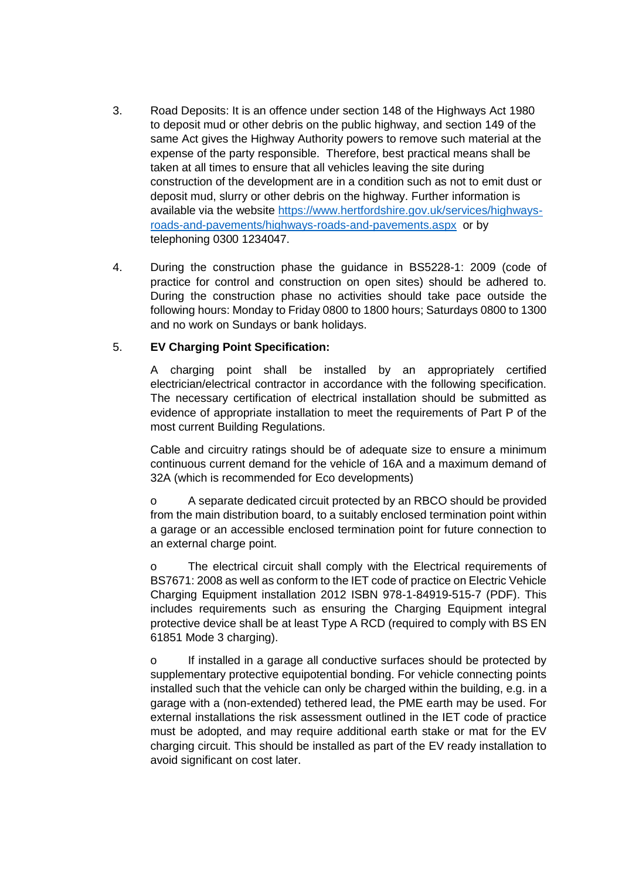3. Road Deposits: It is an offence under section 148 of the Highways Act 1980 to deposit mud or other debris on the public highway, and section 149 of the same Act gives the Highway Authority powers to remove such material at the expense of the party responsible. Therefore, best practical means shall be taken at all times to ensure that all vehicles leaving the site during construction of the development are in a condition such as not to emit dust or deposit mud, slurry or other debris on the highway. Further information is available via the website [https://www.hertfordshire.gov.uk/services/highways-roads-and-pavements/highways-roads-and-pavements.aspx](https://www.hertfordshire.gov.uk/services/highways-roads-and-pavements/highways-roads-and-pavements.aspx) or by telephoning 0300 1234047.

4. During the construction phase the guidance in BS5228-1: 2009 (code of practice for control and construction on open sites) should be adhered to. During the construction phase no activities should take pace outside the following hours: Monday to Friday 0800 to 1800 hours; Saturdays 0800 to 1300 and no work on Sundays or bank holidays.

5. **EV Charging Point Specification:**

   A charging point shall be installed by an appropriately certified electrician/electrical contractor in accordance with the following specification. The necessary certification of electrical installation should be submitted as evidence of appropriate installation to meet the requirements of Part P of the most current Building Regulations.

   Cable and circuitry ratings should be of adequate size to ensure a minimum continuous current demand for the vehicle of 16A and a maximum demand of 32A (which is recommended for Eco developments)

   - A separate dedicated circuit protected by an RBCO should be provided from the main distribution board, to a suitably enclosed termination point within a garage or an accessible enclosed termination point for future connection to an external charge point.

   - The electrical circuit shall comply with the Electrical requirements of BS7671: 2008 as well as conform to the IET code of practice on Electric Vehicle Charging Equipment installation 2012 ISBN 978-1-84919-515-7 (PDF). This includes requirements such as ensuring the Charging Equipment integral protective device shall be at least Type A RCD (required to comply with BS EN 61851 Mode 3 charging).

   - If installed in a garage all conductive surfaces should be protected by supplementary protective equipotential bonding. For vehicle connecting points installed such that the vehicle can only be charged within the building, e.g. in a garage with a (non-extended) tethered lead, the PME earth may be used. For external installations the risk assessment outlined in the IET code of practice must be adopted, and may require additional earth stake or mat for the EV charging circuit. This should be installed as part of the EV ready installation to avoid significant on cost later.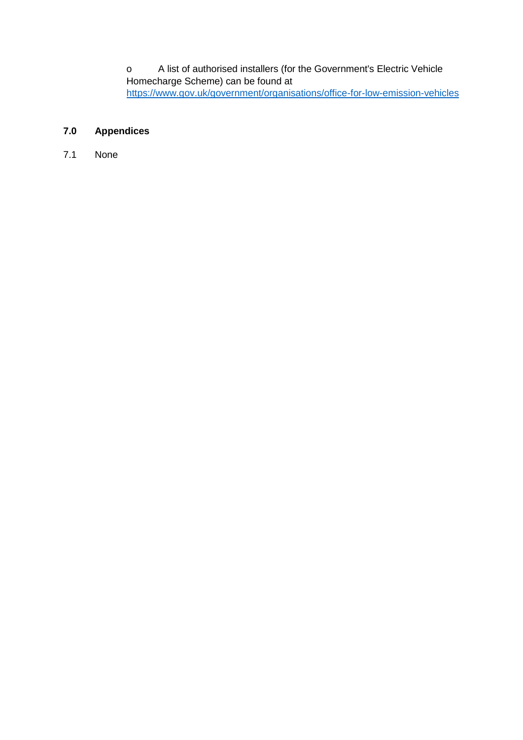- A list of authorised installers (for the Government's Electric Vehicle Homecharge Scheme) can be found at https://www.gov.uk/government/organisations/office-for-low-emission-vehicles

## 7.0 Appendices

7.1 None